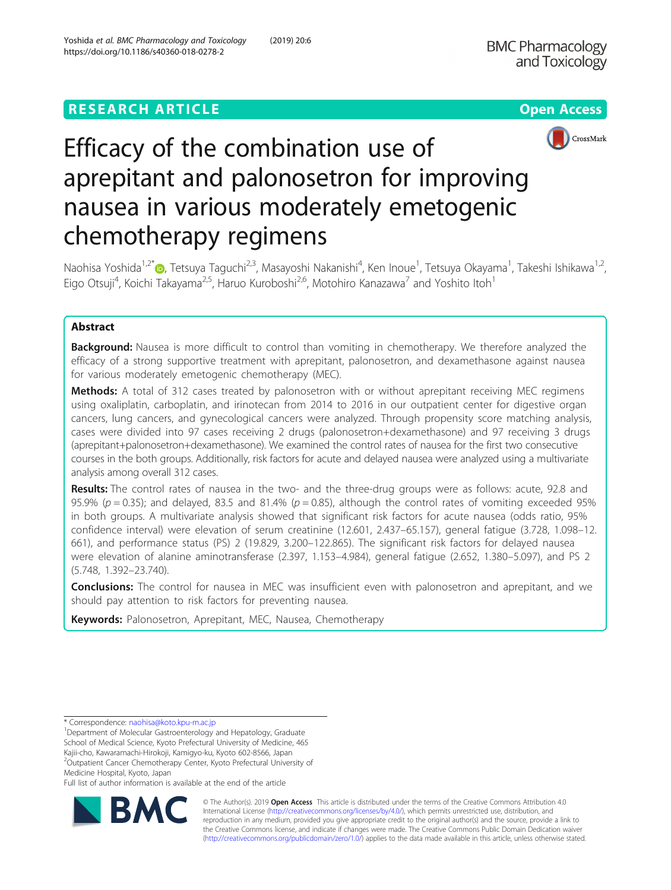RESEARCH ARTICLE

Open Access

# Efficacy of the combination use of aprepitant and palonosetron for improving nausea in various moderately emetogenic chemotherapy regimens

Naohisa Yoshida[1,2*], Tetsuya Taguchi[2,3], Masayoshi Nakanishi[4], Ken Inoue[1], Tetsuya Okayama[1], Takeshi Ishikawa[1,2], Eigo Otsuji[4], Koichi Takayama[2,5], Haruo Kuroboshi[2,6], Motohiro Kanazawa[7] and Yoshito Itoh[1]

## Abstract

**Background:** Nausea is more difficult to control than vomiting in chemotherapy. We therefore analyzed the efficacy of a strong supportive treatment with aprepitant, palonosetron, and dexamethasone against nausea for various moderately emetogenic chemotherapy (MEC).

**Methods:** A total of 312 cases treated by palonosetron with or without aprepitant receiving MEC regimens using oxaliplatin, carboplatin, and irinotecan from 2014 to 2016 in our outpatient center for digestive organ cancers, lung cancers, and gynecological cancers were analyzed. Through propensity score matching analysis, cases were divided into 97 cases receiving 2 drugs (palonosetron+dexamethasone) and 97 receiving 3 drugs (aprepitant+palonosetron+dexamethasone). We examined the control rates of nausea for the first two consecutive courses in the both groups. Additionally, risk factors for acute and delayed nausea were analyzed using a multivariate analysis among overall 312 cases.

**Results:** The control rates of nausea in the two- and the three-drug groups were as follows: acute, 92.8 and 95.9% ($p = 0.35$); and delayed, 83.5 and 81.4% ($p = 0.85$), although the control rates of vomiting exceeded 95% in both groups. A multivariate analysis showed that significant risk factors for acute nausea (odds ratio, 95% confidence interval) were elevation of serum creatinine (12.601, 2.437–65.157), general fatigue (3.728, 1.098–12.661), and performance status (PS) 2 (19.829, 3.200–122.865). The significant risk factors for delayed nausea were elevation of alanine aminotransferase (2.397, 1.153–4.984), general fatigue (2.652, 1.380–5.097), and PS 2 (5.748, 1.392–23.740).

**Conclusions:** The control for nausea in MEC was insufficient even with palonosetron and aprepitant, and we should pay attention to risk factors for preventing nausea.

**Keywords:** Palonosetron, Aprepitant, MEC, Nausea, Chemotherapy

---

* Correspondence: naohisa@koto.kpu-m.ac.jp

[1]Department of Molecular Gastroenterology and Hepatology, Graduate School of Medical Science, Kyoto Prefectural University of Medicine, 465 Kajii-cho, Kawaramachi-Hirokoji, Kamigyo-ku, Kyoto 602-8566, Japan

[2]Outpatient Cancer Chemotherapy Center, Kyoto Prefectural University of Medicine Hospital, Kyoto, Japan

Full list of author information is available at the end of the article

© The Author(s). 2019 **Open Access** This article is distributed under the terms of the Creative Commons Attribution 4.0 International License (http://creativecommons.org/licenses/by/4.0/), which permits unrestricted use, distribution, and reproduction in any medium, provided you give appropriate credit to the original author(s) and the source, provide a link to the Creative Commons license, and indicate if changes were made. The Creative Commons Public Domain Dedication waiver (http://creativecommons.org/publicdomain/zero/1.0/) applies to the data made available in this article, unless otherwise stated.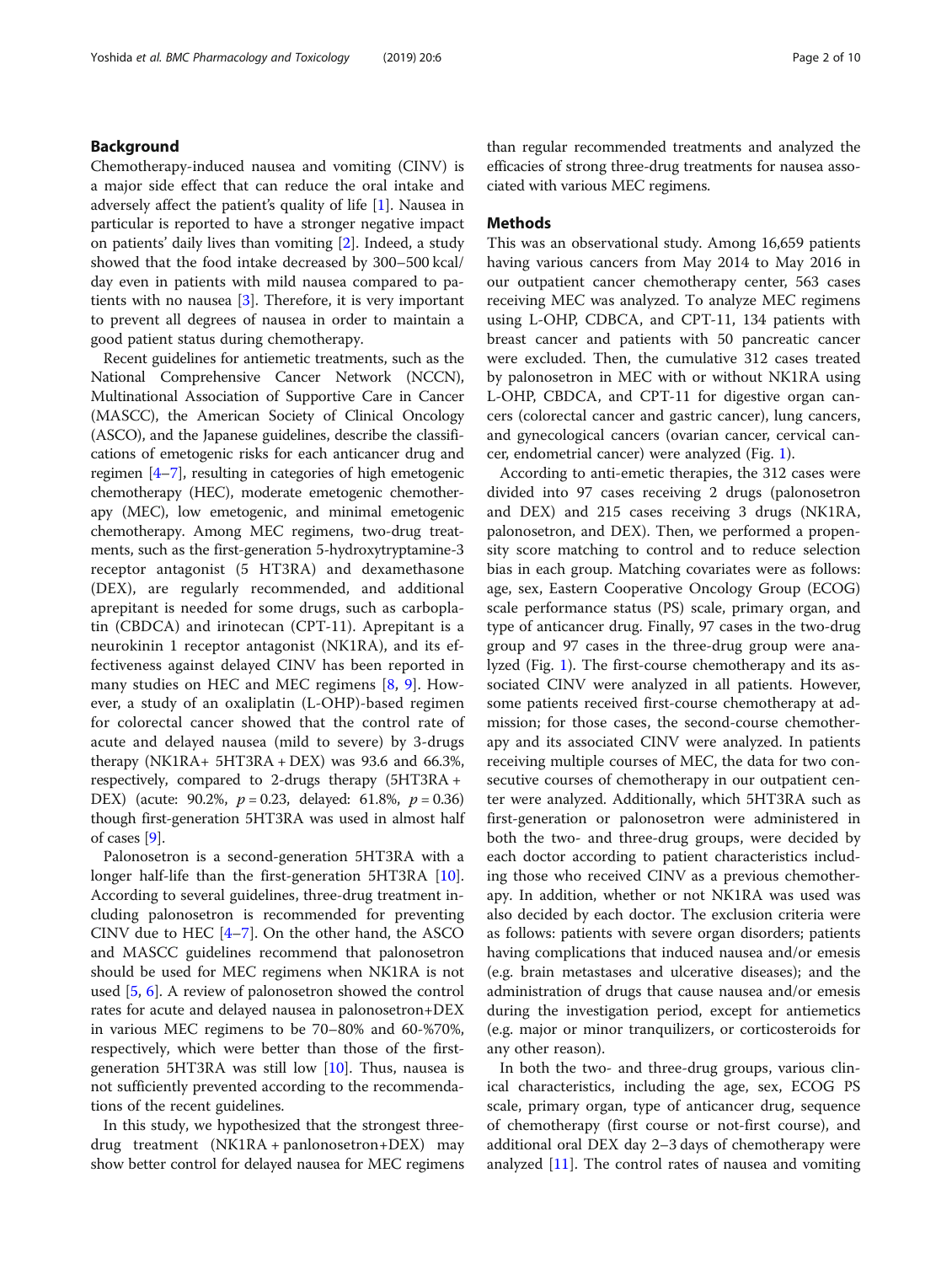## Background

Chemotherapy-induced nausea and vomiting (CINV) is a major side effect that can reduce the oral intake and adversely affect the patient's quality of life [1]. Nausea in particular is reported to have a stronger negative impact on patients' daily lives than vomiting [2]. Indeed, a study showed that the food intake decreased by 300–500 kcal/ day even in patients with mild nausea compared to patients with no nausea [3]. Therefore, it is very important to prevent all degrees of nausea in order to maintain a good patient status during chemotherapy.

Recent guidelines for antiemetic treatments, such as the National Comprehensive Cancer Network (NCCN), Multinational Association of Supportive Care in Cancer (MASCC), the American Society of Clinical Oncology (ASCO), and the Japanese guidelines, describe the classifications of emetogenic risks for each anticancer drug and regimen [4–7], resulting in categories of high emetogenic chemotherapy (HEC), moderate emetogenic chemotherapy (MEC), low emetogenic, and minimal emetogenic chemotherapy. Among MEC regimens, two-drug treatments, such as the first-generation 5-hydroxytryptamine-3 receptor antagonist (5 HT3RA) and dexamethasone (DEX), are regularly recommended, and additional aprepitant is needed for some drugs, such as carboplatin (CBDCA) and irinotecan (CPT-11). Aprepitant is a neurokinin 1 receptor antagonist (NK1RA), and its effectiveness against delayed CINV has been reported in many studies on HEC and MEC regimens [8, 9]. However, a study of an oxaliplatin (L-OHP)-based regimen for colorectal cancer showed that the control rate of acute and delayed nausea (mild to severe) by 3-drugs therapy (NK1RA+ 5HT3RA + DEX) was 93.6 and 66.3%, respectively, compared to 2-drugs therapy (5HT3RA + DEX) (acute: 90.2%, $p = 0.23$, delayed: 61.8%, $p = 0.36$) though first-generation 5HT3RA was used in almost half of cases [9].

Palonosetron is a second-generation 5HT3RA with a longer half-life than the first-generation 5HT3RA [10]. According to several guidelines, three-drug treatment including palonosetron is recommended for preventing CINV due to HEC [4–7]. On the other hand, the ASCO and MASCC guidelines recommend that palonosetron should be used for MEC regimens when NK1RA is not used [5, 6]. A review of palonosetron showed the control rates for acute and delayed nausea in palonosetron+DEX in various MEC regimens to be 70–80% and 60-%70%, respectively, which were better than those of the first-generation 5HT3RA was still low [10]. Thus, nausea is not sufficiently prevented according to the recommendations of the recent guidelines.

In this study, we hypothesized that the strongest three-drug treatment (NK1RA + panlonosetron+DEX) may show better control for delayed nausea for MEC regimens than regular recommended treatments and analyzed the efficacies of strong three-drug treatments for nausea associated with various MEC regimens.

## Methods

This was an observational study. Among 16,659 patients having various cancers from May 2014 to May 2016 in our outpatient cancer chemotherapy center, 563 cases receiving MEC was analyzed. To analyze MEC regimens using L-OHP, CDBCA, and CPT-11, 134 patients with breast cancer and patients with 50 pancreatic cancer were excluded. Then, the cumulative 312 cases treated by palonosetron in MEC with or without NK1RA using L-OHP, CBDCA, and CPT-11 for digestive organ cancers (colorectal cancer and gastric cancer), lung cancers, and gynecological cancers (ovarian cancer, cervical cancer, endometrial cancer) were analyzed (Fig. 1).

According to anti-emetic therapies, the 312 cases were divided into 97 cases receiving 2 drugs (palonosetron and DEX) and 215 cases receiving 3 drugs (NK1RA, palonosetron, and DEX). Then, we performed a propensity score matching to control and to reduce selection bias in each group. Matching covariates were as follows: age, sex, Eastern Cooperative Oncology Group (ECOG) scale performance status (PS) scale, primary organ, and type of anticancer drug. Finally, 97 cases in the two-drug group and 97 cases in the three-drug group were analyzed (Fig. 1). The first-course chemotherapy and its associated CINV were analyzed in all patients. However, some patients received first-course chemotherapy at admission; for those cases, the second-course chemotherapy and its associated CINV were analyzed. In patients receiving multiple courses of MEC, the data for two consecutive courses of chemotherapy in our outpatient center were analyzed. Additionally, which 5HT3RA such as first-generation or palonosetron were administered in both the two- and three-drug groups, were decided by each doctor according to patient characteristics including those who received CINV as a previous chemotherapy. In addition, whether or not NK1RA was used was also decided by each doctor. The exclusion criteria were as follows: patients with severe organ disorders; patients having complications that induced nausea and/or emesis (e.g. brain metastases and ulcerative diseases); and the administration of drugs that cause nausea and/or emesis during the investigation period, except for antiemetics (e.g. major or minor tranquilizers, or corticosteroids for any other reason).

In both the two- and three-drug groups, various clinical characteristics, including the age, sex, ECOG PS scale, primary organ, type of anticancer drug, sequence of chemotherapy (first course or not-first course), and additional oral DEX day 2–3 days of chemotherapy were analyzed [11]. The control rates of nausea and vomiting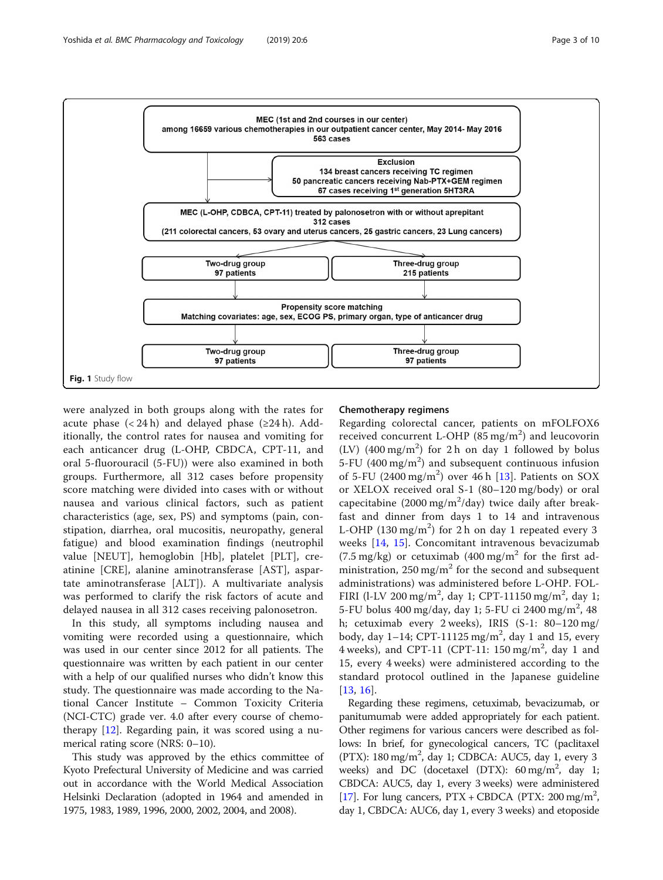MEC (1st and 2nd courses in our center)
among 16659 various chemotherapies in our outpatient cancer center, May 2014- May 2016
563 cases

Exclusion
134 breast cancers receiving TC regimen
50 pancreatic cancers receiving Nab-PTX+GEM regimen
67 cases receiving 1st generation 5HT3RA

MEC (L-OHP, CDBCA, CPT-11) treated by palonosetron with or without aprepitant
312 cases
(211 colorectal cancers, 53 ovary and uterus cancers, 25 gastric cancers, 23 Lung cancers)

Two-drug group 97 patients | Three-drug group 215 patients

Propensity score matching
Matching covariates: age, sex, ECOG PS, primary organ, type of anticancer drug

Two-drug group 97 patients | Three-drug group 97 patients

**Fig. 1** Study flow

were analyzed in both groups along with the rates for acute phase (< 24 h) and delayed phase (≥24 h). Additionally, the control rates for nausea and vomiting for each anticancer drug (L-OHP, CBDCA, CPT-11, and oral 5-fluorouracil (5-FU)) were also examined in both groups. Furthermore, all 312 cases before propensity score matching were divided into cases with or without nausea and various clinical factors, such as patient characteristics (age, sex, PS) and symptoms (pain, constipation, diarrhea, oral mucositis, neuropathy, general fatigue) and blood examination findings (neutrophil value [NEUT], hemoglobin [Hb], platelet [PLT], creatinine [CRE], alanine aminotransferase [AST], aspartate aminotransferase [ALT]). A multivariate analysis was performed to clarify the risk factors of acute and delayed nausea in all 312 cases receiving palonosetron.

In this study, all symptoms including nausea and vomiting were recorded using a questionnaire, which was used in our center since 2012 for all patients. The questionnaire was written by each patient in our center with a help of our qualified nurses who didn't know this study. The questionnaire was made according to the National Cancer Institute – Common Toxicity Criteria (NCI-CTC) grade ver. 4.0 after every course of chemotherapy [12]. Regarding pain, it was scored using a numerical rating score (NRS: 0–10).

This study was approved by the ethics committee of Kyoto Prefectural University of Medicine and was carried out in accordance with the World Medical Association Helsinki Declaration (adopted in 1964 and amended in 1975, 1983, 1989, 1996, 2000, 2002, 2004, and 2008).

### Chemotherapy regimens

Regarding colorectal cancer, patients on mFOLFOX6 received concurrent L-OHP (85 mg/m$^2$) and leucovorin (LV) (400 mg/m$^2$) for 2 h on day 1 followed by bolus 5-FU (400 mg/m$^2$) and subsequent continuous infusion of 5-FU (2400 mg/m$^2$) over 46 h [13]. Patients on SOX or XELOX received oral S-1 (80–120 mg/body) or oral capecitabine (2000 mg/m$^2$/day) twice daily after breakfast and dinner from days 1 to 14 and intravenous L-OHP (130 mg/m$^2$) for 2 h on day 1 repeated every 3 weeks [14, 15]. Concomitant intravenous bevacizumab (7.5 mg/kg) or cetuximab (400 mg/m$^2$ for the first administration, 250 mg/m$^2$ for the second and subsequent administrations) was administered before L-OHP. FOLFIRI (l-LV 200 mg/m$^2$, day 1; CPT-11150 mg/m$^2$, day 1; 5-FU bolus 400 mg/day, day 1; 5-FU ci 2400 mg/m$^2$, 48 h; cetuximab every 2 weeks), IRIS (S-1: 80–120 mg/body, day 1–14; CPT-11125 mg/m$^2$, day 1 and 15, every 4 weeks), and CPT-11 (CPT-11: 150 mg/m$^2$, day 1 and 15, every 4 weeks) were administered according to the standard protocol outlined in the Japanese guideline [13, 16].

Regarding these regimens, cetuximab, bevacizumab, or panitumumab were added appropriately for each patient. Other regimens for various cancers were described as follows: In brief, for gynecological cancers, TC (paclitaxel (PTX): 180 mg/m$^2$, day 1; CDBCA: AUC5, day 1, every 3 weeks) and DC (docetaxel (DTX): 60 mg/m$^2$, day 1; CBDCA: AUC5, day 1, every 3 weeks) were administered [17]. For lung cancers, PTX + CBDCA (PTX: 200 mg/m$^2$, day 1, CBDCA: AUC6, day 1, every 3 weeks) and etoposide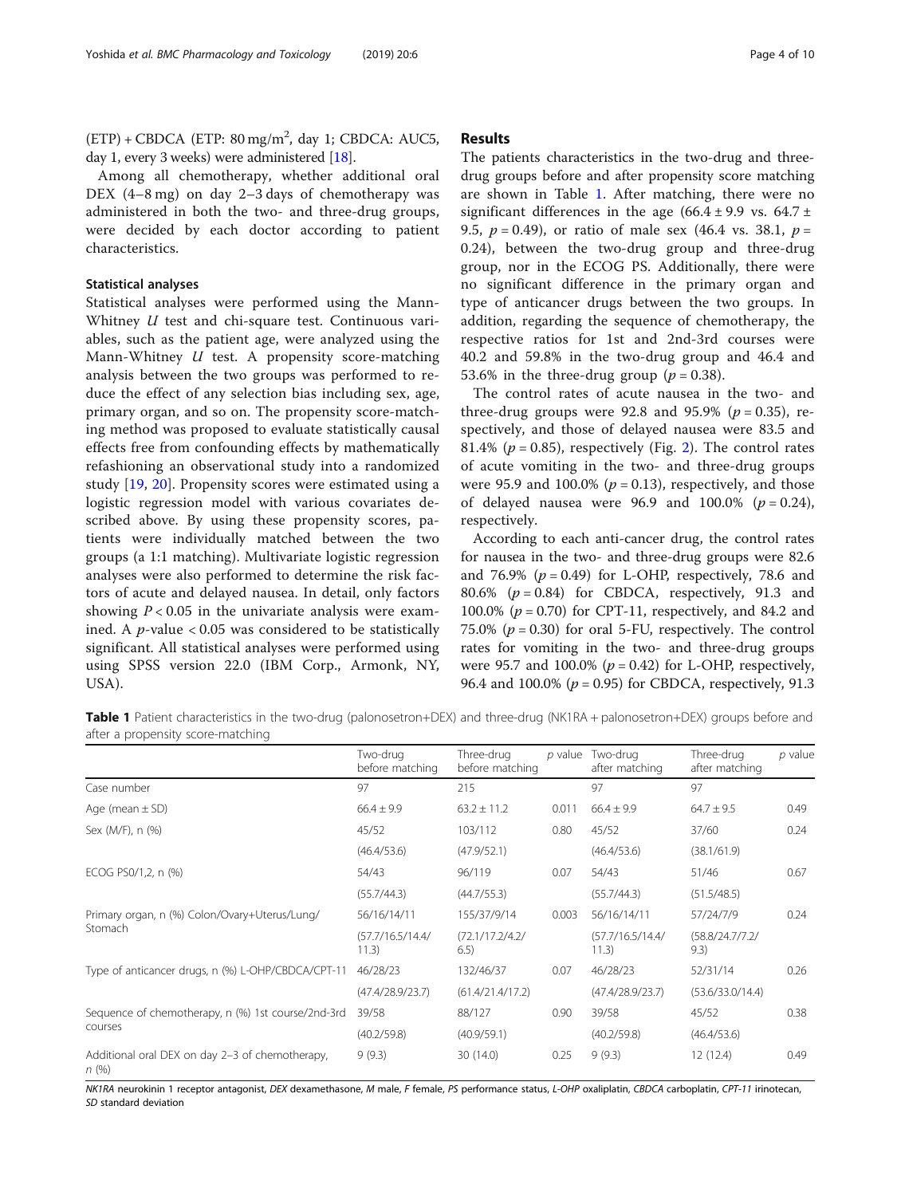(ETP) + CBDCA (ETP: 80 mg/m$^2$, day 1; CBDCA: AUC5, day 1, every 3 weeks) were administered [18].

Among all chemotherapy, whether additional oral DEX (4–8 mg) on day 2–3 days of chemotherapy was administered in both the two- and three-drug groups, were decided by each doctor according to patient characteristics.

### Statistical analyses

Statistical analyses were performed using the Mann-Whitney *U* test and chi-square test. Continuous variables, such as the patient age, were analyzed using the Mann-Whitney *U* test. A propensity score-matching analysis between the two groups was performed to reduce the effect of any selection bias including sex, age, primary organ, and so on. The propensity score-matching method was proposed to evaluate statistically causal effects free from confounding effects by mathematically refashioning an observational study into a randomized study [19, 20]. Propensity scores were estimated using a logistic regression model with various covariates described above. By using these propensity scores, patients were individually matched between the two groups (a 1:1 matching). Multivariate logistic regression analyses were also performed to determine the risk factors of acute and delayed nausea. In detail, only factors showing $P < 0.05$ in the univariate analysis were examined. A *p*-value < 0.05 was considered to be statistically significant. All statistical analyses were performed using using SPSS version 22.0 (IBM Corp., Armonk, NY, USA).

## Results

The patients characteristics in the two-drug and three-drug groups before and after propensity score matching are shown in Table 1. After matching, there were no significant differences in the age (66.4 ± 9.9 vs. 64.7 ± 9.5, $p = 0.49$), or ratio of male sex (46.4 vs. 38.1, $p = 0.24$), between the two-drug group and three-drug group, nor in the ECOG PS. Additionally, there were no significant difference in the primary organ and type of anticancer drugs between the two groups. In addition, regarding the sequence of chemotherapy, the respective ratios for 1st and 2nd-3rd courses were 40.2 and 59.8% in the two-drug group and 46.4 and 53.6% in the three-drug group ($p = 0.38$).

The control rates of acute nausea in the two- and three-drug groups were 92.8 and 95.9% ($p = 0.35$), respectively, and those of delayed nausea were 83.5 and 81.4% ($p = 0.85$), respectively (Fig. 2). The control rates of acute vomiting in the two- and three-drug groups were 95.9 and 100.0% ($p = 0.13$), respectively, and those of delayed nausea were 96.9 and 100.0% ($p = 0.24$), respectively.

According to each anti-cancer drug, the control rates for nausea in the two- and three-drug groups were 82.6 and 76.9% ($p = 0.49$) for L-OHP, respectively, 78.6 and 80.6% ($p = 0.84$) for CBDCA, respectively, 91.3 and 100.0% ($p = 0.70$) for CPT-11, respectively, and 84.2 and 75.0% ($p = 0.30$) for oral 5-FU, respectively. The control rates for vomiting in the two- and three-drug groups were 95.7 and 100.0% ($p = 0.42$) for L-OHP, respectively, 96.4 and 100.0% ($p = 0.95$) for CBDCA, respectively, 91.3

**Table 1** Patient characteristics in the two-drug (palonosetron+DEX) and three-drug (NK1RA + palonosetron+DEX) groups before and after a propensity score-matching

| | Two-drug before matching | Three-drug before matching | *p* value | Two-drug after matching | Three-drug after matching | *p* value |
|---|---|---|---|---|---|---|
| Case number | 97 | 215 | | 97 | 97 | |
| Age (mean ± SD) | 66.4 ± 9.9 | 63.2 ± 11.2 | 0.011 | 66.4 ± 9.9 | 64.7 ± 9.5 | 0.49 |
| Sex (M/F), n (%) | 45/52 | 103/112 | 0.80 | 45/52 | 37/60 | 0.24 |
| | (46.4/53.6) | (47.9/52.1) | | (46.4/53.6) | (38.1/61.9) | |
| ECOG PS0/1,2, n (%) | 54/43 | 96/119 | 0.07 | 54/43 | 51/46 | 0.67 |
| | (55.7/44.3) | (44.7/55.3) | | (55.7/44.3) | (51.5/48.5) | |
| Primary organ, n (%) Colon/Ovary+Uterus/Lung/Stomach | 56/16/14/11 | 155/37/9/14 | 0.003 | 56/16/14/11 | 57/24/7/9 | 0.24 |
| | (57.7/16.5/14.4/11.3) | (72.1/17.2/4.2/6.5) | | (57.7/16.5/14.4/11.3) | (58.8/24.7/7.2/9.3) | |
| Type of anticancer drugs, n (%) L-OHP/CBDCA/CPT-11 | 46/28/23 | 132/46/37 | 0.07 | 46/28/23 | 52/31/14 | 0.26 |
| | (47.4/28.9/23.7) | (61.4/21.4/17.2) | | (47.4/28.9/23.7) | (53.6/33.0/14.4) | |
| Sequence of chemotherapy, n (%) 1st course/2nd-3rd courses | 39/58 | 88/127 | 0.90 | 39/58 | 45/52 | 0.38 |
| | (40.2/59.8) | (40.9/59.1) | | (40.2/59.8) | (46.4/53.6) | |
| Additional oral DEX on day 2–3 of chemotherapy, *n* (%) | 9 (9.3) | 30 (14.0) | 0.25 | 9 (9.3) | 12 (12.4) | 0.49 |

*NK1RA* neurokinin 1 receptor antagonist, *DEX* dexamethasone, *M* male, *F* female, *PS* performance status, *L-OHP* oxaliplatin, *CBDCA* carboplatin, *CPT-11* irinotecan, *SD* standard deviation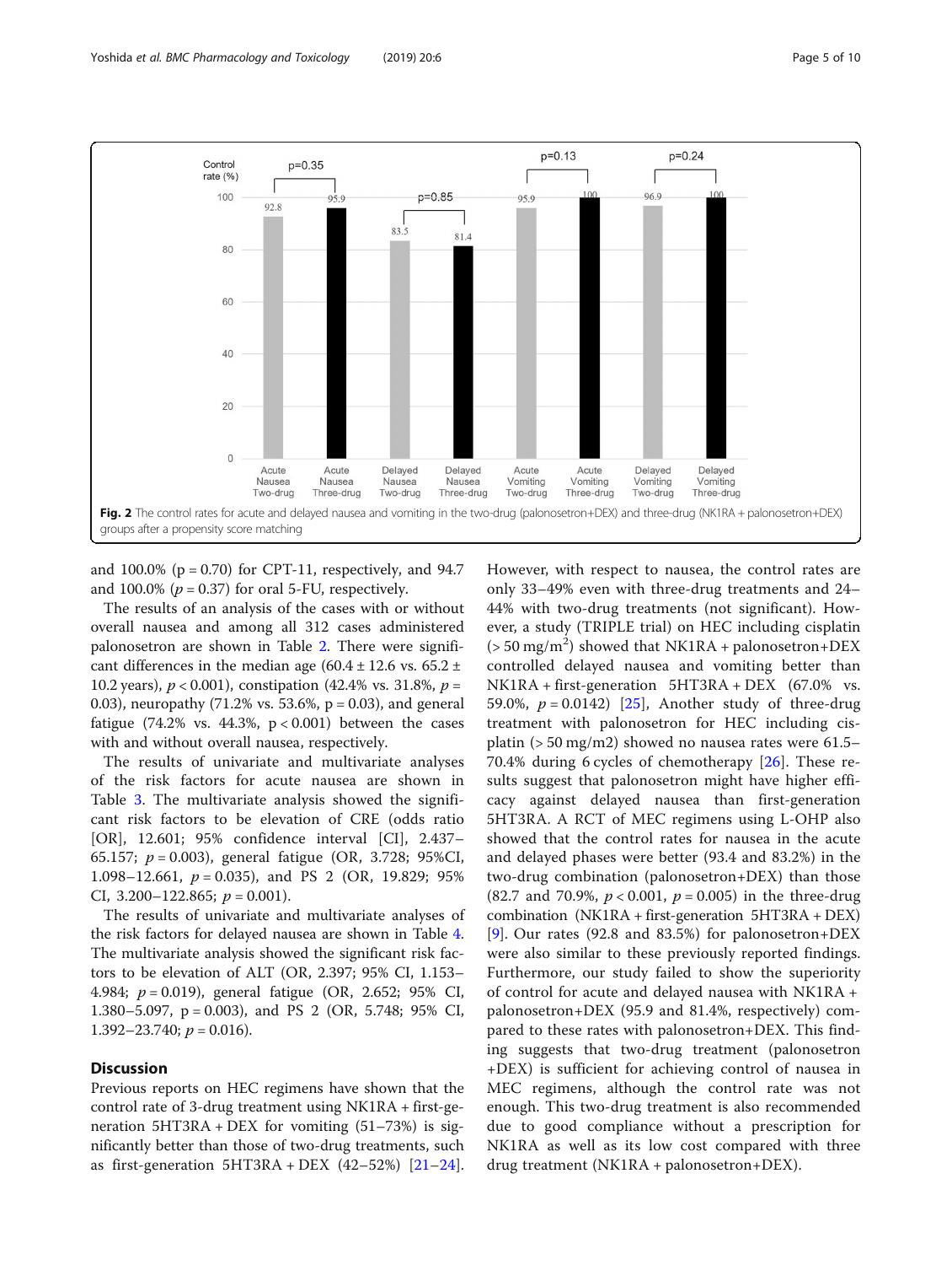Fig. 2 The control rates for acute and delayed nausea and vomiting in the two-drug (palonosetron+DEX) and three-drug (NK1RA + palonosetron+DEX) groups after a propensity score matching

and 100.0% (p = 0.70) for CPT-11, respectively, and 94.7 and 100.0% ($p = 0.37$) for oral 5-FU, respectively.

The results of an analysis of the cases with or without overall nausea and among all 312 cases administered palonosetron are shown in Table 2. There were significant differences in the median age (60.4 ± 12.6 vs. 65.2 ± 10.2 years), $p < 0.001$), constipation (42.4% vs. 31.8%, $p = 0.03$), neuropathy (71.2% vs. 53.6%, p = 0.03), and general fatigue (74.2% vs. 44.3%, p < 0.001) between the cases with and without overall nausea, respectively.

The results of univariate and multivariate analyses of the risk factors for acute nausea are shown in Table 3. The multivariate analysis showed the significant risk factors to be elevation of CRE (odds ratio [OR], 12.601; 95% confidence interval [CI], 2.437–65.157; $p = 0.003$), general fatigue (OR, 3.728; 95%CI, 1.098–12.661, $p = 0.035$), and PS 2 (OR, 19.829; 95% CI, 3.200–122.865; $p = 0.001$).

The results of univariate and multivariate analyses of the risk factors for delayed nausea are shown in Table 4. The multivariate analysis showed the significant risk factors to be elevation of ALT (OR, 2.397; 95% CI, 1.153–4.984; $p = 0.019$), general fatigue (OR, 2.652; 95% CI, 1.380–5.097, p = 0.003), and PS 2 (OR, 5.748; 95% CI, 1.392–23.740; $p = 0.016$).

## Discussion

Previous reports on HEC regimens have shown that the control rate of 3-drug treatment using NK1RA + first-generation 5HT3RA + DEX for vomiting (51–73%) is significantly better than those of two-drug treatments, such as first-generation 5HT3RA + DEX (42–52%) [21–24]. However, with respect to nausea, the control rates are only 33–49% even with three-drug treatments and 24–44% with two-drug treatments (not significant). However, a study (TRIPLE trial) on HEC including cisplatin (> 50 mg/m$^2$) showed that NK1RA + palonosetron+DEX controlled delayed nausea and vomiting better than NK1RA + first-generation 5HT3RA + DEX (67.0% vs. 59.0%, $p = 0.0142$) [25], Another study of three-drug treatment with palonosetron for HEC including cisplatin (> 50 mg/m2) showed no nausea rates were 61.5–70.4% during 6 cycles of chemotherapy [26]. These results suggest that palonosetron might have higher efficacy against delayed nausea than first-generation 5HT3RA. A RCT of MEC regimens using L-OHP also showed that the control rates for nausea in the acute and delayed phases were better (93.4 and 83.2%) in the two-drug combination (palonosetron+DEX) than those (82.7 and 70.9%, $p < 0.001$, $p = 0.005$) in the three-drug combination (NK1RA + first-generation 5HT3RA + DEX) [9]. Our rates (92.8 and 83.5%) for palonosetron+DEX were also similar to these previously reported findings. Furthermore, our study failed to show the superiority of control for acute and delayed nausea with NK1RA + palonosetron+DEX (95.9 and 81.4%, respectively) compared to these rates with palonosetron+DEX. This finding suggests that two-drug treatment (palonosetron +DEX) is sufficient for achieving control of nausea in MEC regimens, although the control rate was not enough. This two-drug treatment is also recommended due to good compliance without a prescription for NK1RA as well as its low cost compared with three drug treatment (NK1RA + palonosetron+DEX).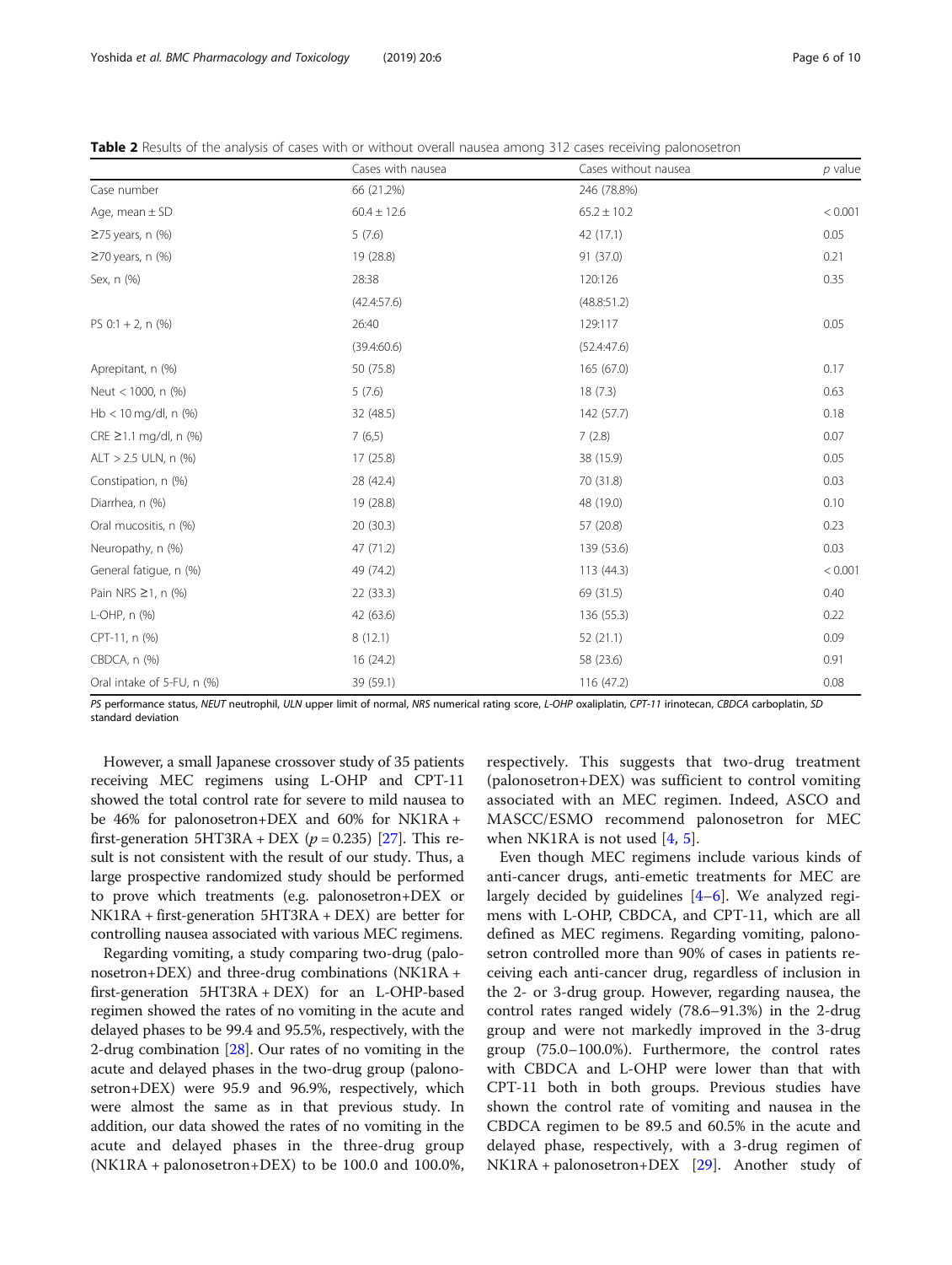**Table 2** Results of the analysis of cases with or without overall nausea among 312 cases receiving palonosetron

| | Cases with nausea | Cases without nausea | *p* value |
|---|---|---|---|
| Case number | 66 (21.2%) | 246 (78.8%) | |
| Age, mean ± SD | 60.4 ± 12.6 | 65.2 ± 10.2 | < 0.001 |
| ≥75 years, n (%) | 5 (7.6) | 42 (17.1) | 0.05 |
| ≥70 years, n (%) | 19 (28.8) | 91 (37.0) | 0.21 |
| Sex, n (%) | 28:38<br>(42.4:57.6) | 120:126<br>(48.8:51.2) | 0.35 |
| PS 0:1 + 2, n (%) | 26:40<br>(39.4:60.6) | 129:117<br>(52.4:47.6) | 0.05 |
| Aprepitant, n (%) | 50 (75.8) | 165 (67.0) | 0.17 |
| Neut < 1000, n (%) | 5 (7.6) | 18 (7.3) | 0.63 |
| Hb < 10 mg/dl, n (%) | 32 (48.5) | 142 (57.7) | 0.18 |
| CRE ≥1.1 mg/dl, n (%) | 7 (6,5) | 7 (2.8) | 0.07 |
| ALT > 2.5 ULN, n (%) | 17 (25.8) | 38 (15.9) | 0.05 |
| Constipation, n (%) | 28 (42.4) | 70 (31.8) | 0.03 |
| Diarrhea, n (%) | 19 (28.8) | 48 (19.0) | 0.10 |
| Oral mucositis, n (%) | 20 (30.3) | 57 (20.8) | 0.23 |
| Neuropathy, n (%) | 47 (71.2) | 139 (53.6) | 0.03 |
| General fatigue, n (%) | 49 (74.2) | 113 (44.3) | < 0.001 |
| Pain NRS ≥1, n (%) | 22 (33.3) | 69 (31.5) | 0.40 |
| L-OHP, n (%) | 42 (63.6) | 136 (55.3) | 0.22 |
| CPT-11, n (%) | 8 (12.1) | 52 (21.1) | 0.09 |
| CBDCA, n (%) | 16 (24.2) | 58 (23.6) | 0.91 |
| Oral intake of 5-FU, n (%) | 39 (59.1) | 116 (47.2) | 0.08 |

*PS* performance status, *NEUT* neutrophil, *ULN* upper limit of normal, *NRS* numerical rating score, *L-OHP* oxaliplatin, *CPT-11* irinotecan, *CBDCA* carboplatin, *SD* standard deviation

However, a small Japanese crossover study of 35 patients receiving MEC regimens using L-OHP and CPT-11 showed the total control rate for severe to mild nausea to be 46% for palonosetron+DEX and 60% for NK1RA + first-generation 5HT3RA + DEX ($p = 0.235$) [27]. This result is not consistent with the result of our study. Thus, a large prospective randomized study should be performed to prove which treatments (e.g. palonosetron+DEX or NK1RA + first-generation 5HT3RA + DEX) are better for controlling nausea associated with various MEC regimens.

Regarding vomiting, a study comparing two-drug (palonosetron+DEX) and three-drug combinations (NK1RA + first-generation 5HT3RA + DEX) for an L-OHP-based regimen showed the rates of no vomiting in the acute and delayed phases to be 99.4 and 95.5%, respectively, with the 2-drug combination [28]. Our rates of no vomiting in the acute and delayed phases in the two-drug group (palonosetron+DEX) were 95.9 and 96.9%, respectively, which were almost the same as in that previous study. In addition, our data showed the rates of no vomiting in the acute and delayed phases in the three-drug group (NK1RA + palonosetron+DEX) to be 100.0 and 100.0%, respectively. This suggests that two-drug treatment (palonosetron+DEX) was sufficient to control vomiting associated with an MEC regimen. Indeed, ASCO and MASCC/ESMO recommend palonosetron for MEC when NK1RA is not used [4, 5].

Even though MEC regimens include various kinds of anti-cancer drugs, anti-emetic treatments for MEC are largely decided by guidelines [4–6]. We analyzed regimens with L-OHP, CBDCA, and CPT-11, which are all defined as MEC regimens. Regarding vomiting, palonosetron controlled more than 90% of cases in patients receiving each anti-cancer drug, regardless of inclusion in the 2- or 3-drug group. However, regarding nausea, the control rates ranged widely (78.6–91.3%) in the 2-drug group and were not markedly improved in the 3-drug group (75.0–100.0%). Furthermore, the control rates with CBDCA and L-OHP were lower than that with CPT-11 both in both groups. Previous studies have shown the control rate of vomiting and nausea in the CBDCA regimen to be 89.5 and 60.5% in the acute and delayed phase, respectively, with a 3-drug regimen of NK1RA + palonosetron+DEX [29]. Another study of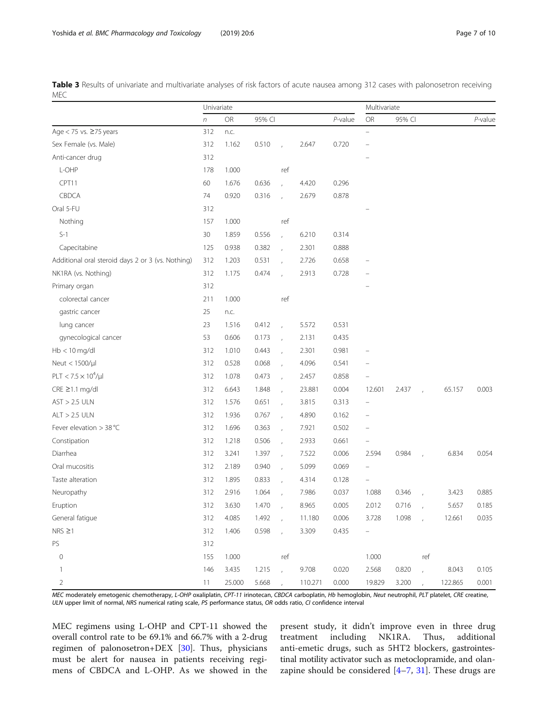**Table 3** Results of univariate and multivariate analyses of risk factors of acute nausea among 312 cases with palonosetron receiving MEC

| | Univariate | | | | | Multivariate | | | |
|---|---|---|---|---|---|---|---|---|---|
| | *n* | OR | 95% CI | | *P*-value | OR | 95% CI | | *P*-value |
| Age < 75 vs. ≥75 years | 312 | n.c. | | | | – | | | |
| Sex Female (vs. Male) | 312 | 1.162 | 0.510 , | 2.647 | 0.720 | – | | | |
| Anti-cancer drug | 312 | | | | | – | | | |
| L-OHP | 178 | 1.000 | ref | | | | | | |
| CPT11 | 60 | 1.676 | 0.636 , | 4.420 | 0.296 | | | | |
| CBDCA | 74 | 0.920 | 0.316 , | 2.679 | 0.878 | | | | |
| Oral 5-FU | 312 | | | | | – | | | |
| Nothing | 157 | 1.000 | ref | | | | | | |
| S-1 | 30 | 1.859 | 0.556 , | 6.210 | 0.314 | | | | |
| Capecitabine | 125 | 0.938 | 0.382 , | 2.301 | 0.888 | | | | |
| Additional oral steroid days 2 or 3 (vs. Nothing) | 312 | 1.203 | 0.531 , | 2.726 | 0.658 | – | | | |
| NK1RA (vs. Nothing) | 312 | 1.175 | 0.474 , | 2.913 | 0.728 | – | | | |
| Primary organ | 312 | | | | | – | | | |
| colorectal cancer | 211 | 1.000 | ref | | | | | | |
| gastric cancer | 25 | n.c. | | | | | | | |
| lung cancer | 23 | 1.516 | 0.412 , | 5.572 | 0.531 | | | | |
| gynecological cancer | 53 | 0.606 | 0.173 , | 2.131 | 0.435 | | | | |
| Hb < 10 mg/dl | 312 | 1.010 | 0.443 , | 2.301 | 0.981 | – | | | |
| Neut < 1500/μl | 312 | 0.528 | 0.068 , | 4.096 | 0.541 | – | | | |
| PLT < $7.5 \times 10^4$/μl | 312 | 1.078 | 0.473 , | 2.457 | 0.858 | – | | | |
| CRE ≥1.1 mg/dl | 312 | 6.643 | 1.848 , | 23.881 | 0.004 | 12.601 | 2.437 , | 65.157 | 0.003 |
| AST > 2.5 ULN | 312 | 1.576 | 0.651 , | 3.815 | 0.313 | – | | | |
| ALT > 2.5 ULN | 312 | 1.936 | 0.767 , | 4.890 | 0.162 | – | | | |
| Fever elevation > 38 °C | 312 | 1.696 | 0.363 , | 7.921 | 0.502 | – | | | |
| Constipation | 312 | 1.218 | 0.506 , | 2.933 | 0.661 | – | | | |
| Diarrhea | 312 | 3.241 | 1.397 , | 7.522 | 0.006 | 2.594 | 0.984 , | 6.834 | 0.054 |
| Oral mucositis | 312 | 2.189 | 0.940 , | 5.099 | 0.069 | – | | | |
| Taste alteration | 312 | 1.895 | 0.833 , | 4.314 | 0.128 | – | | | |
| Neuropathy | 312 | 2.916 | 1.064 , | 7.986 | 0.037 | 1.088 | 0.346 , | 3.423 | 0.885 |
| Eruption | 312 | 3.630 | 1.470 , | 8.965 | 0.005 | 2.012 | 0.716 , | 5.657 | 0.185 |
| General fatigue | 312 | 4.085 | 1.492 , | 11.180 | 0.006 | 3.728 | 1.098 , | 12.661 | 0.035 |
| NRS ≥1 | 312 | 1.406 | 0.598 , | 3.309 | 0.435 | – | | | |
| PS | 312 | | | | | | | | |
| 0 | 155 | 1.000 | ref | | | 1.000 | ref | | |
| 1 | 146 | 3.435 | 1.215 , | 9.708 | 0.020 | 2.568 | 0.820 , | 8.043 | 0.105 |
| 2 | 11 | 25.000 | 5.668 , | 110.271 | 0.000 | 19.829 | 3.200 , | 122.865 | 0.001 |

*MEC* moderately emetogenic chemotherapy, *L-OHP* oxaliplatin, *CPT-11* irinotecan, *CBDCA* carboplatin, *Hb* hemoglobin, *Neut* neutrophil, *PLT* platelet, *CRE* creatine, *ULN* upper limit of normal, *NRS* numerical rating scale, *PS* performance status, *OR* odds ratio, *CI* confidence interval

MEC regimens using L-OHP and CPT-11 showed the overall control rate to be 69.1% and 66.7% with a 2-drug regimen of palonosetron+DEX [30]. Thus, physicians must be alert for nausea in patients receiving regimens of CBDCA and L-OHP. As we showed in the present study, it didn't improve even in three drug treatment including NK1RA. Thus, additional anti-emetic drugs, such as 5HT2 blockers, gastrointestinal motility activator such as metoclopramide, and olanzapine should be considered [4–7, 31]. These drugs are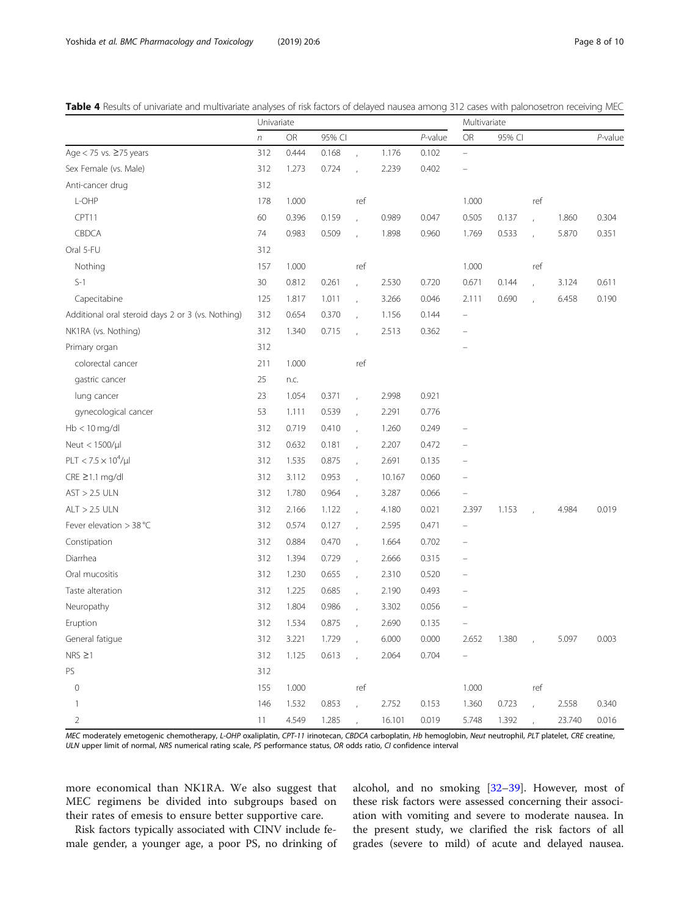**Table 4** Results of univariate and multivariate analyses of risk factors of delayed nausea among 312 cases with palonosetron receiving MEC

| | Univariate | | | | | | Multivariate | | | | |
|---|---|---|---|---|---|---|---|---|---|---|---|
| | *n* | OR | 95% CI | | | *P*-value | OR | 95% CI | | | *P*-value |
| Age < 75 vs. ≥75 years | 312 | 0.444 | 0.168 | , | 1.176 | 0.102 | – | | | | |
| Sex Female (vs. Male) | 312 | 1.273 | 0.724 | , | 2.239 | 0.402 | – | | | | |
| Anti-cancer drug | 312 | | | | | | | | | | |
| L-OHP | 178 | 1.000 | | ref | | | 1.000 | | ref | | |
| CPT11 | 60 | 0.396 | 0.159 | , | 0.989 | 0.047 | 0.505 | 0.137 | , | 1.860 | 0.304 |
| CBDCA | 74 | 0.983 | 0.509 | , | 1.898 | 0.960 | 1.769 | 0.533 | , | 5.870 | 0.351 |
| Oral 5-FU | 312 | | | | | | | | | | |
| Nothing | 157 | 1.000 | | ref | | | 1.000 | | ref | | |
| S-1 | 30 | 0.812 | 0.261 | , | 2.530 | 0.720 | 0.671 | 0.144 | , | 3.124 | 0.611 |
| Capecitabine | 125 | 1.817 | 1.011 | , | 3.266 | 0.046 | 2.111 | 0.690 | , | 6.458 | 0.190 |
| Additional oral steroid days 2 or 3 (vs. Nothing) | 312 | 0.654 | 0.370 | , | 1.156 | 0.144 | – | | | | |
| NK1RA (vs. Nothing) | 312 | 1.340 | 0.715 | , | 2.513 | 0.362 | – | | | | |
| Primary organ | 312 | | | | | | – | | | | |
| colorectal cancer | 211 | 1.000 | | ref | | | | | | | |
| gastric cancer | 25 | n.c. | | | | | | | | | |
| lung cancer | 23 | 1.054 | 0.371 | , | 2.998 | 0.921 | | | | | |
| gynecological cancer | 53 | 1.111 | 0.539 | , | 2.291 | 0.776 | | | | | |
| Hb < 10 mg/dl | 312 | 0.719 | 0.410 | , | 1.260 | 0.249 | – | | | | |
| Neut < 1500/μl | 312 | 0.632 | 0.181 | , | 2.207 | 0.472 | – | | | | |
| PLT < $7.5 \times 10^4$/μl | 312 | 1.535 | 0.875 | , | 2.691 | 0.135 | – | | | | |
| CRE ≥1.1 mg/dl | 312 | 3.112 | 0.953 | , | 10.167 | 0.060 | – | | | | |
| AST > 2.5 ULN | 312 | 1.780 | 0.964 | , | 3.287 | 0.066 | – | | | | |
| ALT > 2.5 ULN | 312 | 2.166 | 1.122 | , | 4.180 | 0.021 | 2.397 | 1.153 | , | 4.984 | 0.019 |
| Fever elevation > 38 °C | 312 | 0.574 | 0.127 | , | 2.595 | 0.471 | – | | | | |
| Constipation | 312 | 0.884 | 0.470 | , | 1.664 | 0.702 | – | | | | |
| Diarrhea | 312 | 1.394 | 0.729 | , | 2.666 | 0.315 | – | | | | |
| Oral mucositis | 312 | 1.230 | 0.655 | , | 2.310 | 0.520 | – | | | | |
| Taste alteration | 312 | 1.225 | 0.685 | , | 2.190 | 0.493 | – | | | | |
| Neuropathy | 312 | 1.804 | 0.986 | , | 3.302 | 0.056 | – | | | | |
| Eruption | 312 | 1.534 | 0.875 | , | 2.690 | 0.135 | – | | | | |
| General fatigue | 312 | 3.221 | 1.729 | , | 6.000 | 0.000 | 2.652 | 1.380 | , | 5.097 | 0.003 |
| NRS ≥1 | 312 | 1.125 | 0.613 | , | 2.064 | 0.704 | – | | | | |
| PS | 312 | | | | | | | | | | |
| 0 | 155 | 1.000 | | ref | | | 1.000 | | ref | | |
| 1 | 146 | 1.532 | 0.853 | , | 2.752 | 0.153 | 1.360 | 0.723 | , | 2.558 | 0.340 |
| 2 | 11 | 4.549 | 1.285 | , | 16.101 | 0.019 | 5.748 | 1.392 | , | 23.740 | 0.016 |

*MEC* moderately emetogenic chemotherapy, *L-OHP* oxaliplatin, *CPT-11* irinotecan, *CBDCA* carboplatin, *Hb* hemoglobin, *Neut* neutrophil, *PLT* platelet, *CRE* creatine, *ULN* upper limit of normal, *NRS* numerical rating scale, *PS* performance status, *OR* odds ratio, *CI* confidence interval

more economical than NK1RA. We also suggest that MEC regimens be divided into subgroups based on their rates of emesis to ensure better supportive care.

Risk factors typically associated with CINV include female gender, a younger age, a poor PS, no drinking of alcohol, and no smoking [32–39]. However, most of these risk factors were assessed concerning their association with vomiting and severe to moderate nausea. In the present study, we clarified the risk factors of all grades (severe to mild) of acute and delayed nausea.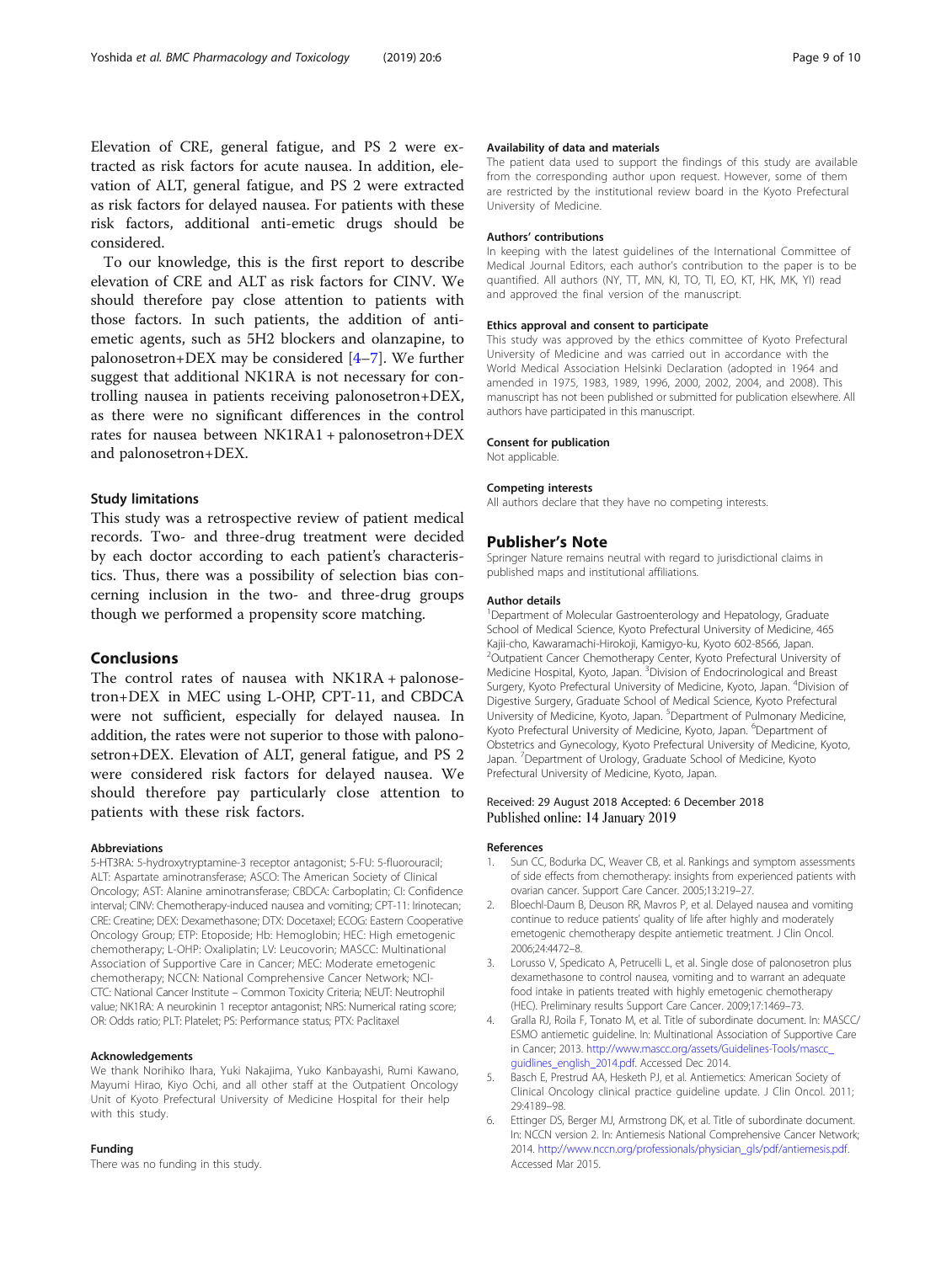Elevation of CRE, general fatigue, and PS 2 were extracted as risk factors for acute nausea. In addition, elevation of ALT, general fatigue, and PS 2 were extracted as risk factors for delayed nausea. For patients with these risk factors, additional anti-emetic drugs should be considered.

To our knowledge, this is the first report to describe elevation of CRE and ALT as risk factors for CINV. We should therefore pay close attention to patients with those factors. In such patients, the addition of anti-emetic agents, such as 5H2 blockers and olanzapine, to palonosetron+DEX may be considered [4–7]. We further suggest that additional NK1RA is not necessary for controlling nausea in patients receiving palonosetron+DEX, as there were no significant differences in the control rates for nausea between NK1RA1 + palonosetron+DEX and palonosetron+DEX.

### Study limitations

This study was a retrospective review of patient medical records. Two- and three-drug treatment were decided by each doctor according to each patient's characteristics. Thus, there was a possibility of selection bias concerning inclusion in the two- and three-drug groups though we performed a propensity score matching.

## Conclusions

The control rates of nausea with NK1RA + palonosetron+DEX in MEC using L-OHP, CPT-11, and CBDCA were not sufficient, especially for delayed nausea. In addition, the rates were not superior to those with palonosetron+DEX. Elevation of ALT, general fatigue, and PS 2 were considered risk factors for delayed nausea. We should therefore pay particularly close attention to patients with these risk factors.

#### Abbreviations

5-HT3RA: 5-hydroxytryptamine-3 receptor antagonist; 5-FU: 5-fluorouracil; ALT: Aspartate aminotransferase; ASCO: The American Society of Clinical Oncology; AST: Alanine aminotransferase; CBDCA: Carboplatin; CI: Confidence interval; CINV: Chemotherapy-induced nausea and vomiting; CPT-11: Irinotecan; CRE: Creatine; DEX: Dexamethasone; DTX: Docetaxel; ECOG: Eastern Cooperative Oncology Group; ETP: Etoposide; Hb: Hemoglobin; HEC: High emetogenic chemotherapy; L-OHP: Oxaliplatin; LV: Leucovorin; MASCC: Multinational Association of Supportive Care in Cancer; MEC: Moderate emetogenic chemotherapy; NCCN: National Comprehensive Cancer Network; NCI-CTC: National Cancer Institute – Common Toxicity Criteria; NEUT: Neutrophil value; NK1RA: A neurokinin 1 receptor antagonist; NRS: Numerical rating score; OR: Odds ratio; PLT: Platelet; PS: Performance status; PTX: Paclitaxel

#### Acknowledgements

We thank Norihiko Ihara, Yuki Nakajima, Yuko Kanbayashi, Rumi Kawano, Mayumi Hirao, Kiyo Ochi, and all other staff at the Outpatient Oncology Unit of Kyoto Prefectural University of Medicine Hospital for their help with this study.

#### Funding

There was no funding in this study.

#### Availability of data and materials

The patient data used to support the findings of this study are available from the corresponding author upon request. However, some of them are restricted by the institutional review board in the Kyoto Prefectural University of Medicine.

#### Authors' contributions

In keeping with the latest guidelines of the International Committee of Medical Journal Editors, each author's contribution to the paper is to be quantified. All authors (NY, TT, MN, KI, TO, TI, EO, KT, HK, MK, YI) read and approved the final version of the manuscript.

#### Ethics approval and consent to participate

This study was approved by the ethics committee of Kyoto Prefectural University of Medicine and was carried out in accordance with the World Medical Association Helsinki Declaration (adopted in 1964 and amended in 1975, 1983, 1989, 1996, 2000, 2002, 2004, and 2008). This manuscript has not been published or submitted for publication elsewhere. All authors have participated in this manuscript.

#### Consent for publication

Not applicable.

#### Competing interests

All authors declare that they have no competing interests.

## Publisher's Note

Springer Nature remains neutral with regard to jurisdictional claims in published maps and institutional affiliations.

#### Author details

[1]Department of Molecular Gastroenterology and Hepatology, Graduate School of Medical Science, Kyoto Prefectural University of Medicine, 465 Kajii-cho, Kawaramachi-Hirokoji, Kamigyo-ku, Kyoto 602-8566, Japan. [2]Outpatient Cancer Chemotherapy Center, Kyoto Prefectural University of Medicine Hospital, Kyoto, Japan. [3]Division of Endocrinological and Breast Surgery, Kyoto Prefectural University of Medicine, Kyoto, Japan. [4]Division of Digestive Surgery, Graduate School of Medical Science, Kyoto Prefectural University of Medicine, Kyoto, Japan. [5]Department of Pulmonary Medicine, Kyoto Prefectural University of Medicine, Kyoto, Japan. [6]Department of Obstetrics and Gynecology, Kyoto Prefectural University of Medicine, Kyoto, Japan. [7]Department of Urology, Graduate School of Medicine, Kyoto Prefectural University of Medicine, Kyoto, Japan.

Received: 29 August 2018 Accepted: 6 December 2018
Published online: 14 January 2019

#### References

1. Sun CC, Bodurka DC, Weaver CB, et al. Rankings and symptom assessments of side effects from chemotherapy: insights from experienced patients with ovarian cancer. Support Care Cancer. 2005;13:219–27.
2. Bloechl-Daum B, Deuson RR, Mavros P, et al. Delayed nausea and vomiting continue to reduce patients' quality of life after highly and moderately emetogenic chemotherapy despite antiemetic treatment. J Clin Oncol. 2006;24:4472–8.
3. Lorusso V, Spedicato A, Petrucelli L, et al. Single dose of palonosetron plus dexamethasone to control nausea, vomiting and to warrant an adequate food intake in patients treated with highly emetogenic chemotherapy (HEC). Preliminary results Support Care Cancer. 2009;17:1469–73.
4. Gralla RJ, Roila F, Tonato M, et al. Title of subordinate document. In: MASCC/ESMO antiemetic guideline. In: Multinational Association of Supportive Care in Cancer; 2013. http://www.mascc.org/assets/Guidelines-Tools/mascc_guidlines_english_2014.pdf. Accessed Dec 2014.
5. Basch E, Prestrud AA, Hesketh PJ, et al. Antiemetics: American Society of Clinical Oncology clinical practice guideline update. J Clin Oncol. 2011; 29:4189–98.
6. Ettinger DS, Berger MJ, Armstrong DK, et al. Title of subordinate document. In: NCCN version 2. In: Antiemesis National Comprehensive Cancer Network; 2014. http://www.nccn.org/professionals/physician_gls/pdf/antiemesis.pdf. Accessed Mar 2015.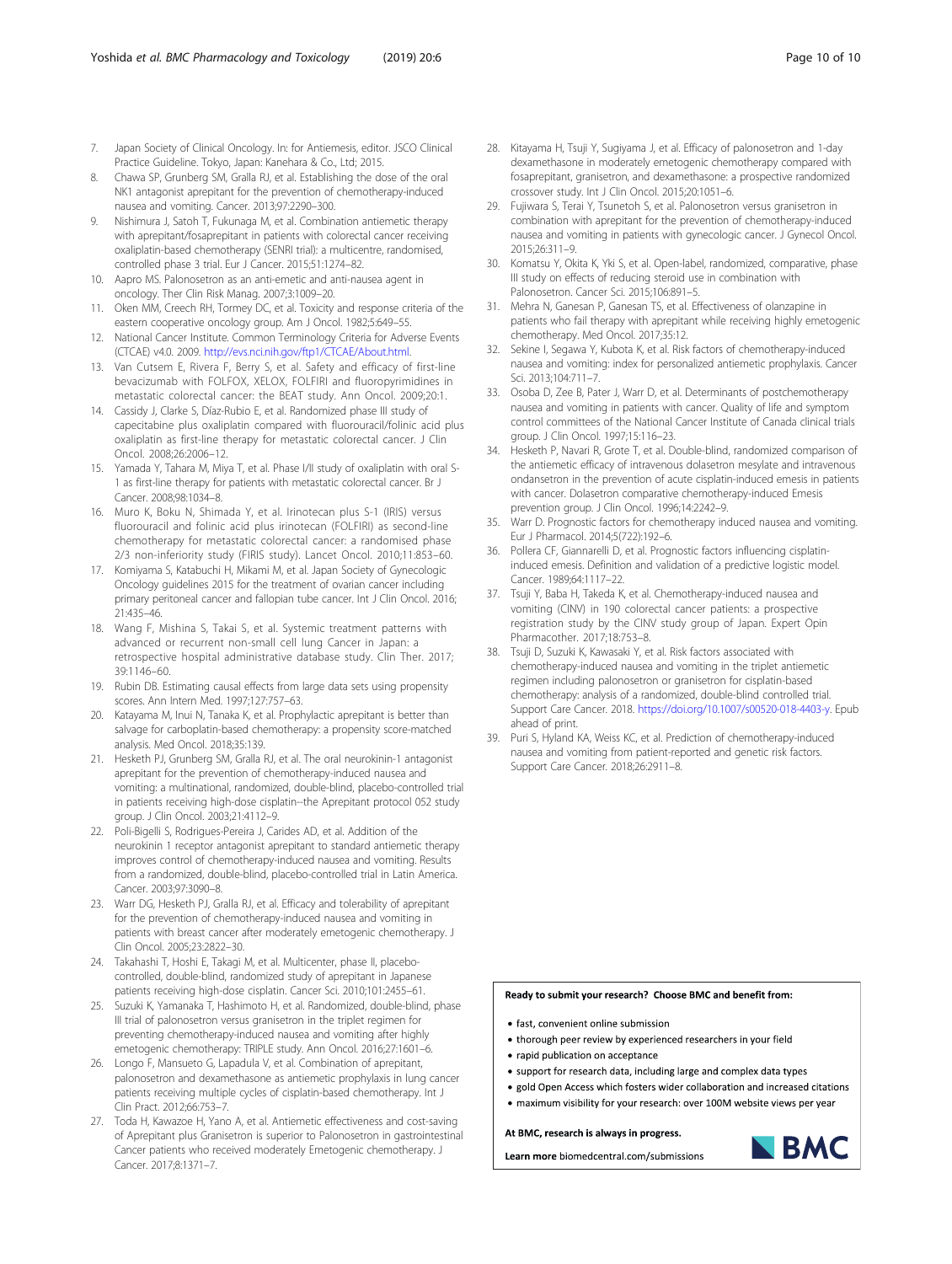7. Japan Society of Clinical Oncology. In: for Antiemesis, editor. JSCO Clinical Practice Guideline. Tokyo, Japan: Kanehara & Co., Ltd; 2015.
8. Chawa SP, Grunberg SM, Gralla RJ, et al. Establishing the dose of the oral NK1 antagonist aprepitant for the prevention of chemotherapy-induced nausea and vomiting. Cancer. 2013;97:2290–300.
9. Nishimura J, Satoh T, Fukunaga M, et al. Combination antiemetic therapy with aprepitant/fosaprepitant in patients with colorectal cancer receiving oxaliplatin-based chemotherapy (SENRI trial): a multicentre, randomised, controlled phase 3 trial. Eur J Cancer. 2015;51:1274–82.
10. Aapro MS. Palonosetron as an anti-emetic and anti-nausea agent in oncology. Ther Clin Risk Manag. 2007;3:1009–20.
11. Oken MM, Creech RH, Tormey DC, et al. Toxicity and response criteria of the eastern cooperative oncology group. Am J Oncol. 1982;5:649–55.
12. National Cancer Institute. Common Terminology Criteria for Adverse Events (CTCAE) v4.0. 2009. http://evs.nci.nih.gov/ftp1/CTCAE/About.html.
13. Van Cutsem E, Rivera F, Berry S, et al. Safety and efficacy of first-line bevacizumab with FOLFOX, XELOX, FOLFIRI and fluoropyrimidines in metastatic colorectal cancer: the BEAT study. Ann Oncol. 2009;20:1.
14. Cassidy J, Clarke S, Díaz-Rubio E, et al. Randomized phase III study of capecitabine plus oxaliplatin compared with fluorouracil/folinic acid plus oxaliplatin as first-line therapy for metastatic colorectal cancer. J Clin Oncol. 2008;26:2006–12.
15. Yamada Y, Tahara M, Miya T, et al. Phase I/II study of oxaliplatin with oral S-1 as first-line therapy for patients with metastatic colorectal cancer. Br J Cancer. 2008;98:1034–8.
16. Muro K, Boku N, Shimada Y, et al. Irinotecan plus S-1 (IRIS) versus fluorouracil and folinic acid plus irinotecan (FOLFIRI) as second-line chemotherapy for metastatic colorectal cancer: a randomised phase 2/3 non-inferiority study (FIRIS study). Lancet Oncol. 2010;11:853–60.
17. Komiyama S, Katabuchi H, Mikami M, et al. Japan Society of Gynecologic Oncology guidelines 2015 for the treatment of ovarian cancer including primary peritoneal cancer and fallopian tube cancer. Int J Clin Oncol. 2016; 21:435–46.
18. Wang F, Mishina S, Takai S, et al. Systemic treatment patterns with advanced or recurrent non-small cell lung Cancer in Japan: a retrospective hospital administrative database study. Clin Ther. 2017; 39:1146–60.
19. Rubin DB. Estimating causal effects from large data sets using propensity scores. Ann Intern Med. 1997;127:757–63.
20. Katayama M, Inui N, Tanaka K, et al. Prophylactic aprepitant is better than salvage for carboplatin-based chemotherapy: a propensity score-matched analysis. Med Oncol. 2018;35:139.
21. Hesketh PJ, Grunberg SM, Gralla RJ, et al. The oral neurokinin-1 antagonist aprepitant for the prevention of chemotherapy-induced nausea and vomiting: a multinational, randomized, double-blind, placebo-controlled trial in patients receiving high-dose cisplatin--the Aprepitant protocol 052 study group. J Clin Oncol. 2003;21:4112–9.
22. Poli-Bigelli S, Rodrigues-Pereira J, Carides AD, et al. Addition of the neurokinin 1 receptor antagonist aprepitant to standard antiemetic therapy improves control of chemotherapy-induced nausea and vomiting. Results from a randomized, double-blind, placebo-controlled trial in Latin America. Cancer. 2003;97:3090–8.
23. Warr DG, Hesketh PJ, Gralla RJ, et al. Efficacy and tolerability of aprepitant for the prevention of chemotherapy-induced nausea and vomiting in patients with breast cancer after moderately emetogenic chemotherapy. J Clin Oncol. 2005;23:2822–30.
24. Takahashi T, Hoshi E, Takagi M, et al. Multicenter, phase II, placebo-controlled, double-blind, randomized study of aprepitant in Japanese patients receiving high-dose cisplatin. Cancer Sci. 2010;101:2455–61.
25. Suzuki K, Yamanaka T, Hashimoto H, et al. Randomized, double-blind, phase III trial of palonosetron versus granisetron in the triplet regimen for preventing chemotherapy-induced nausea and vomiting after highly emetogenic chemotherapy: TRIPLE study. Ann Oncol. 2016;27:1601–6.
26. Longo F, Mansueto G, Lapadula V, et al. Combination of aprepitant, palonosetron and dexamethasone as antiemetic prophylaxis in lung cancer patients receiving multiple cycles of cisplatin-based chemotherapy. Int J Clin Pract. 2012;66:753–7.
27. Toda H, Kawazoe H, Yano A, et al. Antiemetic effectiveness and cost-saving of Aprepitant plus Granisetron is superior to Palonosetron in gastrointestinal Cancer patients who received moderately Emetogenic chemotherapy. J Cancer. 2017;8:1371–7.
28. Kitayama H, Tsuji Y, Sugiyama J, et al. Efficacy of palonosetron and 1-day dexamethasone in moderately emetogenic chemotherapy compared with fosaprepitant, granisetron, and dexamethasone: a prospective randomized crossover study. Int J Clin Oncol. 2015;20:1051–6.
29. Fujiwara S, Terai Y, Tsunetoh S, et al. Palonosetron versus granisetron in combination with aprepitant for the prevention of chemotherapy-induced nausea and vomiting in patients with gynecologic cancer. J Gynecol Oncol. 2015;26:311–9.
30. Komatsu Y, Okita K, Yki S, et al. Open-label, randomized, comparative, phase III study on effects of reducing steroid use in combination with Palonosetron. Cancer Sci. 2015;106:891–5.
31. Mehra N, Ganesan P, Ganesan TS, et al. Effectiveness of olanzapine in patients who fail therapy with aprepitant while receiving highly emetogenic chemotherapy. Med Oncol. 2017;35:12.
32. Sekine I, Segawa Y, Kubota K, et al. Risk factors of chemotherapy-induced nausea and vomiting: index for personalized antiemetic prophylaxis. Cancer Sci. 2013;104:711–7.
33. Osoba D, Zee B, Pater J, Warr D, et al. Determinants of postchemotherapy nausea and vomiting in patients with cancer. Quality of life and symptom control committees of the National Cancer Institute of Canada clinical trials group. J Clin Oncol. 1997;15:116–23.
34. Hesketh P, Navari R, Grote T, et al. Double-blind, randomized comparison of the antiemetic efficacy of intravenous dolasetron mesylate and intravenous ondansetron in the prevention of acute cisplatin-induced emesis in patients with cancer. Dolasetron comparative chemotherapy-induced Emesis prevention group. J Clin Oncol. 1996;14:2242–9.
35. Warr D. Prognostic factors for chemotherapy induced nausea and vomiting. Eur J Pharmacol. 2014;5(722):192–6.
36. Pollera CF, Giannarelli D, et al. Prognostic factors influencing cisplatin-induced emesis. Definition and validation of a predictive logistic model. Cancer. 1989;64:1117–22.
37. Tsuji Y, Baba H, Takeda K, et al. Chemotherapy-induced nausea and vomiting (CINV) in 190 colorectal cancer patients: a prospective registration study by the CINV study group of Japan. Expert Opin Pharmacother. 2017;18:753–8.
38. Tsuji D, Suzuki K, Kawasaki Y, et al. Risk factors associated with chemotherapy-induced nausea and vomiting in the triplet antiemetic regimen including palonosetron or granisetron for cisplatin-based chemotherapy: analysis of a randomized, double-blind controlled trial. Support Care Cancer. 2018. https://doi.org/10.1007/s00520-018-4403-y. Epub ahead of print.
39. Puri S, Hyland KA, Weiss KC, et al. Prediction of chemotherapy-induced nausea and vomiting from patient-reported and genetic risk factors. Support Care Cancer. 2018;26:2911–8.

**Ready to submit your research? Choose BMC and benefit from:**

- fast, convenient online submission
- thorough peer review by experienced researchers in your field
- rapid publication on acceptance
- support for research data, including large and complex data types
- gold Open Access which fosters wider collaboration and increased citations
- maximum visibility for your research: over 100M website views per year

**At BMC, research is always in progress.**

**Learn more** biomedcentral.com/submissions

BMC